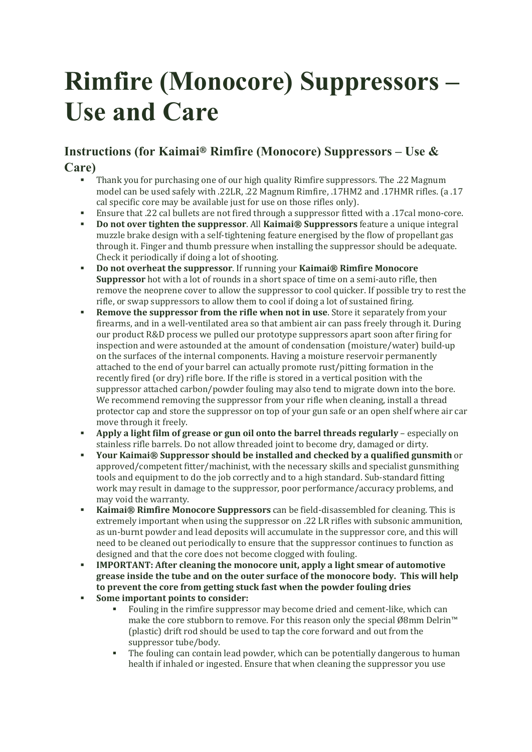# Rimfire (Monocore) Suppressors – Use and Care

## Instructions (for Kaimai® Rimfire (Monocore) Suppressors – Use & Care)

- Thank you for purchasing one of our high quality Rimfire suppressors. The .22 Magnum model can be used safely with .22LR, .22 Magnum Rimfire, .17HM2 and .17HMR rifles. (a .17 cal specific core may be available just for use on those rifles only).
- Ensure that .22 cal bullets are not fired through a suppressor fitted with a .17cal mono-core.
- **Do not over tighten the suppressor**. All **Kaimai® Suppressors** feature a unique integral muzzle brake design with a self-tightening feature energised by the flow of propellant gas through it. Finger and thumb pressure when installing the suppressor should be adequate. Check it periodically if doing a lot of shooting.
- **Do not overheat the suppressor**. If running your **Kaimai® Rimfire Monocore Suppressor** hot with a lot of rounds in a short space of time on a semi-auto rifle, then remove the neoprene cover to allow the suppressor to cool quicker. If possible try to rest the rifle, or swap suppressors to allow them to cool if doing a lot of sustained firing.
- **Remove the suppressor from the rifle when not in use**. Store it separately from your firearms, and in a well-ventilated area so that ambient air can pass freely through it. During our product R&D process we pulled our prototype suppressors apart soon after firing for inspection and were astounded at the amount of condensation (moisture/water) build-up on the surfaces of the internal components. Having a moisture reservoir permanently attached to the end of your barrel can actually promote rust/pitting formation in the recently fired (or dry) rifle bore. If the rifle is stored in a vertical position with the suppressor attached carbon/powder fouling may also tend to migrate down into the bore. We recommend removing the suppressor from your rifle when cleaning, install a thread protector cap and store the suppressor on top of your gun safe or an open shelf where air car move through it freely.
- **Apply a light film of grease or gun oil onto the barrel threads regularly** – especially on stainless rifle barrels. Do not allow threaded joint to become dry, damaged or dirty.
- **Your Kaimai® Suppressor should be installed and checked by a qualified gunsmith** or approved/competent fitter/machinist, with the necessary skills and specialist gunsmithing tools and equipment to do the job correctly and to a high standard. Sub-standard fitting work may result in damage to the suppressor, poor performance/accuracy problems, and may void the warranty.
- **Kaimai® Rimfire Monocore Suppressors** can be field-disassembled for cleaning. This is extremely important when using the suppressor on .22 LR rifles with subsonic ammunition, as un-burnt powder and lead deposits will accumulate in the suppressor core, and this will need to be cleaned out periodically to ensure that the suppressor continues to function as designed and that the core does not become clogged with fouling.
- **IMPORTANT: After cleaning the monocore unit, apply a light smear of automotive grease inside the tube and on the outer surface of the monocore body. This will help to prevent the core from getting stuck fast when the powder fouling dries**
- **Some important points to consider:**
  - Fouling in the rimfire suppressor may become dried and cement-like, which can make the core stubborn to remove. For this reason only the special Ø8mm Delrin™ (plastic) drift rod should be used to tap the core forward and out from the suppressor tube/body.
  - The fouling can contain lead powder, which can be potentially dangerous to human health if inhaled or ingested. Ensure that when cleaning the suppressor you use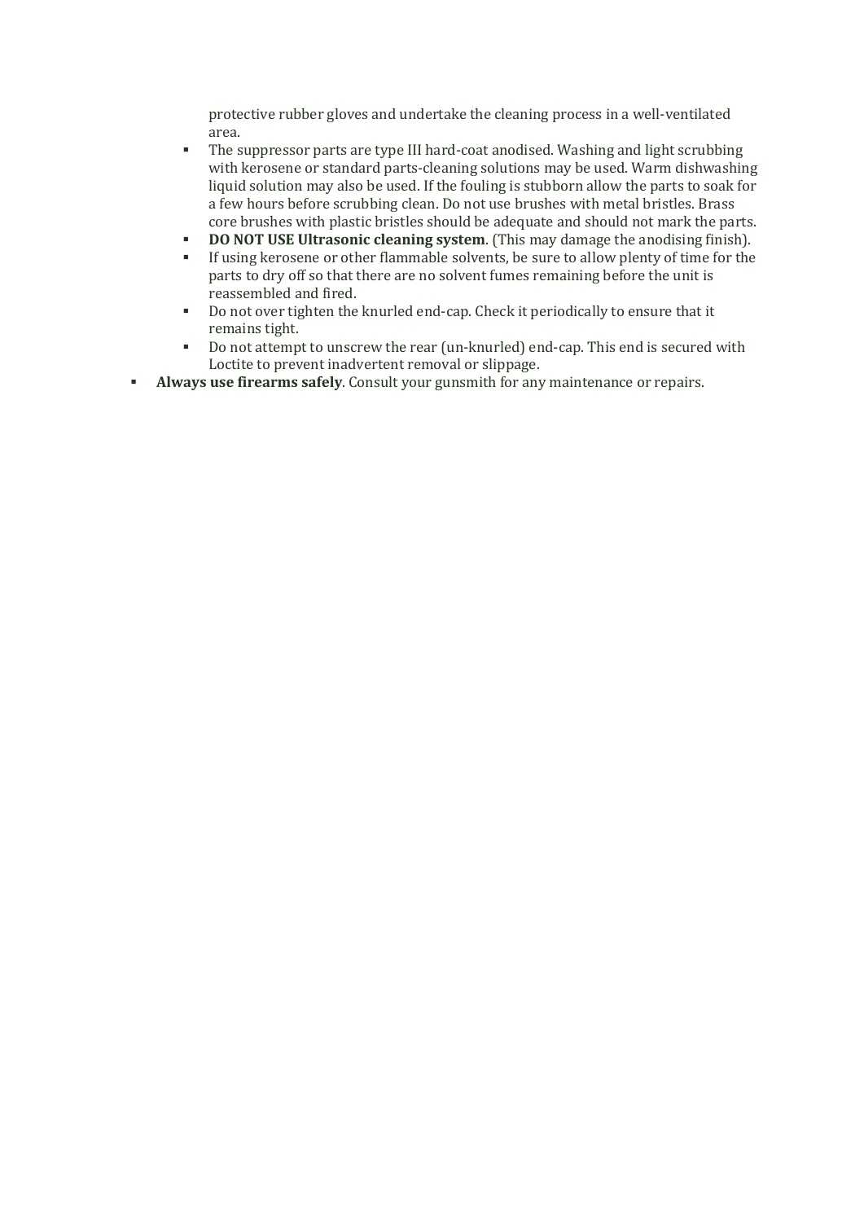protective rubber gloves and undertake the cleaning process in a well-ventilated area.

- The suppressor parts are type III hard-coat anodised. Washing and light scrubbing with kerosene or standard parts-cleaning solutions may be used. Warm dishwashing liquid solution may also be used. If the fouling is stubborn allow the parts to soak for a few hours before scrubbing clean. Do not use brushes with metal bristles. Brass core brushes with plastic bristles should be adequate and should not mark the parts.
- **DO NOT USE Ultrasonic cleaning system**. (This may damage the anodising finish).
- If using kerosene or other flammable solvents, be sure to allow plenty of time for the parts to dry off so that there are no solvent fumes remaining before the unit is reassembled and fired.
- Do not over tighten the knurled end-cap. Check it periodically to ensure that it remains tight.
- Do not attempt to unscrew the rear (un-knurled) end-cap. This end is secured with Loctite to prevent inadvertent removal or slippage.

- **Always use firearms safely**. Consult your gunsmith for any maintenance or repairs.